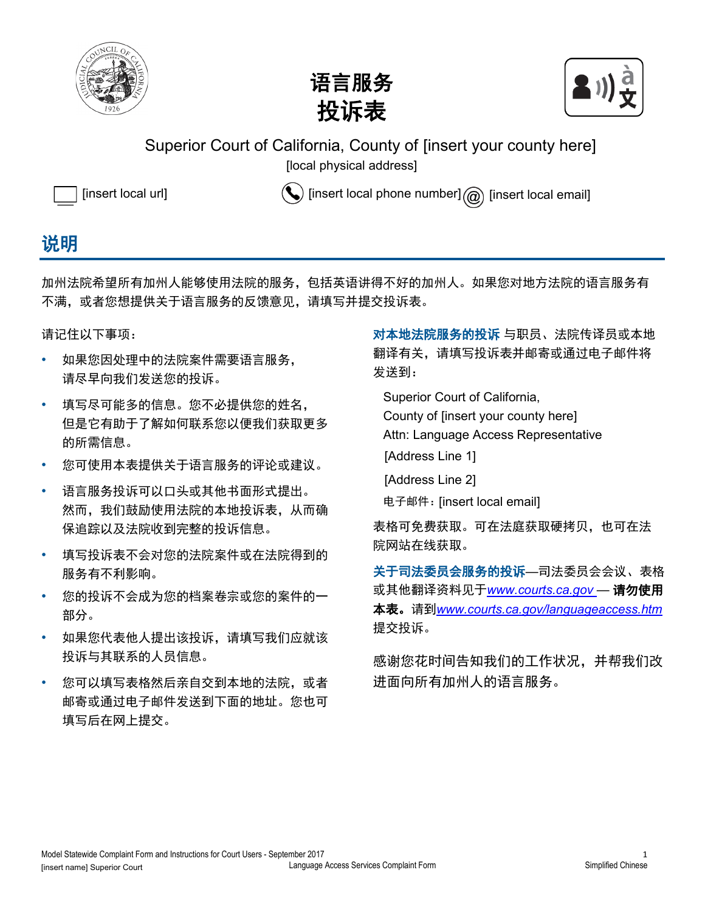# 语言服务
# 投诉表

Superior Court of California, County of [insert your county here]

[local physical address]

[insert local url] [insert local phone number] [insert local email]

## 说明

加州法院希望所有加州人能够使用法院的服务，包括英语讲得不好的加州人。如果您对地方法院的语言服务有不满，或者您想提供关于语言服务的反馈意见，请填写并提交投诉表。

请记住以下事项：

- 如果您因处理中的法院案件需要语言服务，请尽早向我们发送您的投诉。
- 填写尽可能多的信息。您不必提供您的姓名，但是它有助于了解如何联系您以便我们获取更多的所需信息。
- 您可使用本表提供关于语言服务的评论或建议。
- 语言服务投诉可以口头或其他书面形式提出。然而，我们鼓励使用法院的本地投诉表，从而确保追踪以及法院收到完整的投诉信息。
- 填写投诉表不会对您的法院案件或在法院得到的服务有不利影响。
- 您的投诉不会成为您的档案卷宗或您的案件的一部分。
- 如果您代表他人提出该投诉，请填写我们应就该投诉与其联系的人员信息。
- 您可以填写表格然后亲自交到本地的法院，或者邮寄或通过电子邮件发送到下面的地址。您也可填写后在网上提交。

**对本地法院服务的投诉** 与职员、法院传译员或本地翻译有关，请填写投诉表并邮寄或通过电子邮件将发送到：

Superior Court of California,
County of [insert your county here]
Attn: Language Access Representative
[Address Line 1]
[Address Line 2]
电子邮件：[insert local email]

表格可免费获取。可在法庭获取硬拷贝，也可在法院网站在线获取。

**关于司法委员会服务的投诉**—司法委员会会议、表格或其他翻译资料见于[www.courts.ca.gov](www.courts.ca.gov) — **请勿使用本表。**请到[www.courts.ca.gov/languageaccess.htm](www.courts.ca.gov/languageaccess.htm)提交投诉。

感谢您花时间告知我们的工作状况，并帮我们改进面向所有加州人的语言服务。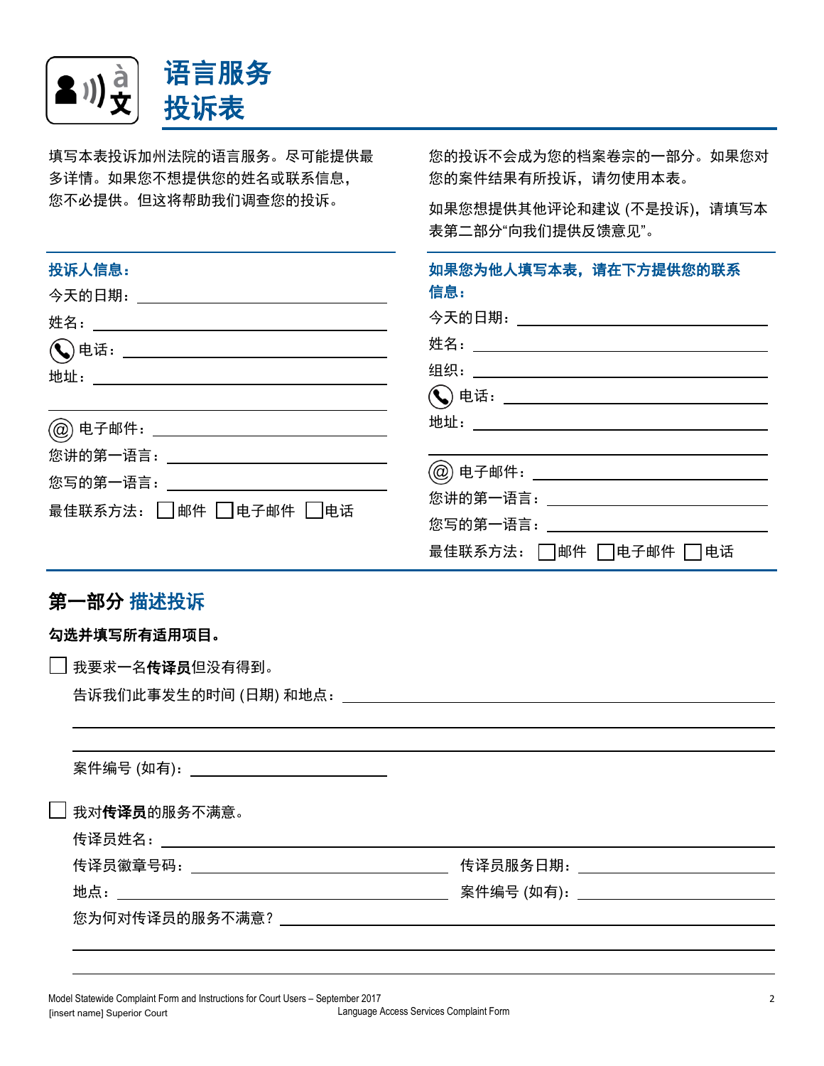# 语言服务投诉表

填写本表投诉加州法院的语言服务。尽可能提供最多详情。如果您不想提供您的姓名或联系信息，您不必提供。但这将帮助我们调查您的投诉。

您的投诉不会成为您的档案卷宗的一部分。如果您对您的案件结果有所投诉，请勿使用本表。

如果您想提供其他评论和建议 (不是投诉)，请填写本表第二部分"向我们提供反馈意见"。

### 投诉人信息：

今天的日期：______________________

姓名：______________________

电话：______________________

地址：______________________

______________________

电子邮件：______________________

您讲的第一语言：______________________

您写的第一语言：______________________

最佳联系方法： ☐ 邮件 ☐ 电子邮件 ☐ 电话

### 如果您为他人填写本表，请在下方提供您的联系信息：

今天的日期：______________________

姓名：______________________

组织：______________________

电话：______________________

地址：______________________

______________________

电子邮件：______________________

您讲的第一语言：______________________

您写的第一语言：______________________

最佳联系方法： ☐ 邮件 ☐ 电子邮件 ☐ 电话

## 第一部分 描述投诉

**勾选并填写所有适用项目。**

☐ 我要求一名**传译员**但没有得到。

告诉我们此事发生的时间 (日期) 和地点：______________________

______________________

______________________

案件编号 (如有)：______________________

☐ 我对**传译员**的服务不满意。

传译员姓名：______________________

传译员徽章号码：______________________ 传译员服务日期：______________________

地点：______________________ 案件编号 (如有)：______________________

您为何对传译员的服务不满意？______________________

______________________

______________________

Model Statewide Complaint Form and Instructions for Court Users – September 2017
[insert name] Superior Court
Language Access Services Complaint Form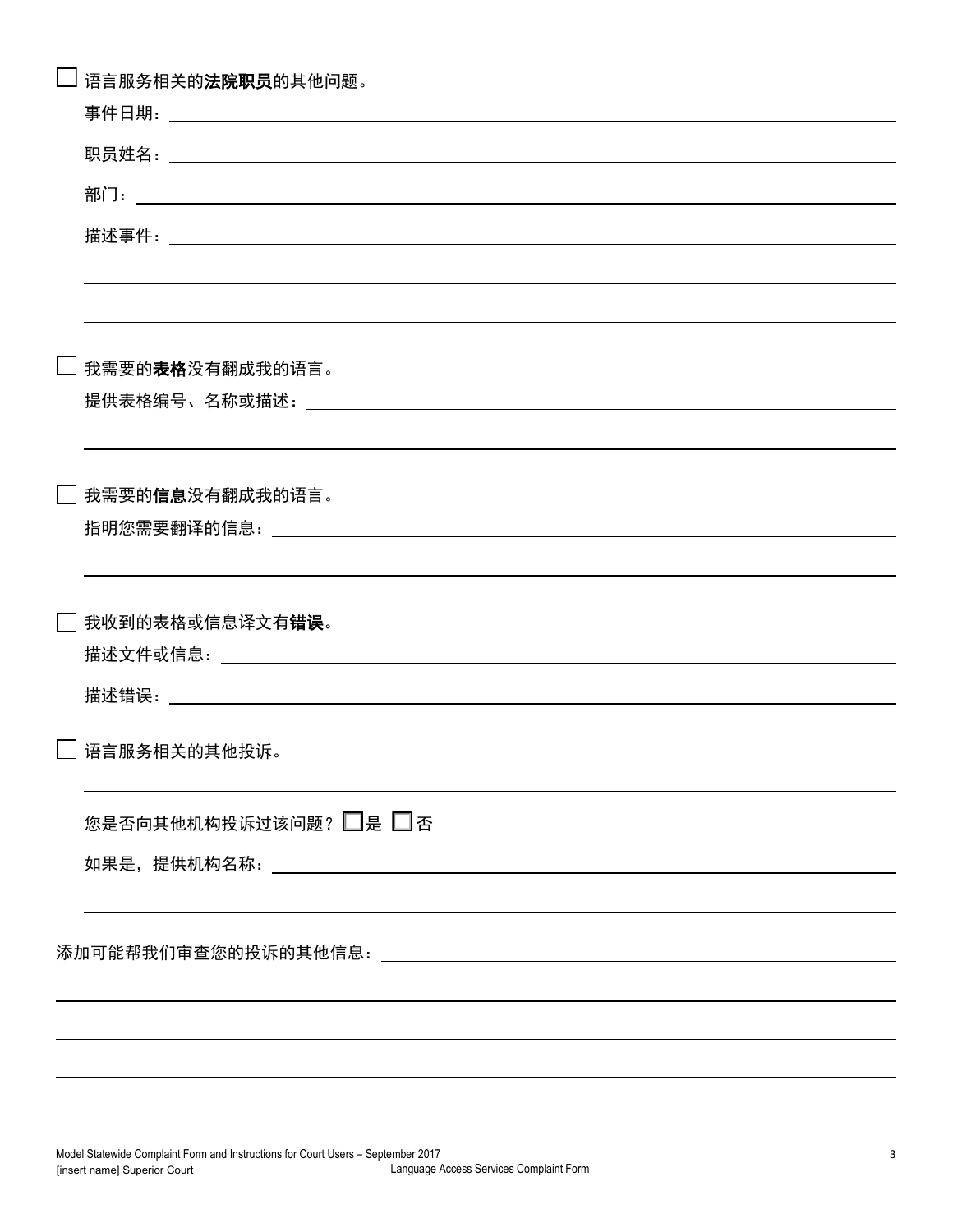☐ 语言服务相关的**法院职员**的其他问题。

事件日期：\_\_\_\_\_\_\_\_\_\_\_\_\_\_\_\_\_\_\_\_\_\_\_\_\_\_\_\_\_\_\_\_\_\_\_\_\_\_\_\_

职员姓名：\_\_\_\_\_\_\_\_\_\_\_\_\_\_\_\_\_\_\_\_\_\_\_\_\_\_\_\_\_\_\_\_\_\_\_\_\_\_\_\_

部门：\_\_\_\_\_\_\_\_\_\_\_\_\_\_\_\_\_\_\_\_\_\_\_\_\_\_\_\_\_\_\_\_\_\_\_\_\_\_\_\_

描述事件：\_\_\_\_\_\_\_\_\_\_\_\_\_\_\_\_\_\_\_\_\_\_\_\_\_\_\_\_\_\_\_\_\_\_\_\_\_\_\_\_

\_\_\_\_\_\_\_\_\_\_\_\_\_\_\_\_\_\_\_\_\_\_\_\_\_\_\_\_\_\_\_\_\_\_\_\_\_\_\_\_

\_\_\_\_\_\_\_\_\_\_\_\_\_\_\_\_\_\_\_\_\_\_\_\_\_\_\_\_\_\_\_\_\_\_\_\_\_\_\_\_

☐ 我需要的**表格**没有翻成我的语言。

提供表格编号、名称或描述：\_\_\_\_\_\_\_\_\_\_\_\_\_\_\_\_\_\_\_\_\_\_\_\_\_\_\_\_\_\_\_\_

\_\_\_\_\_\_\_\_\_\_\_\_\_\_\_\_\_\_\_\_\_\_\_\_\_\_\_\_\_\_\_\_\_\_\_\_\_\_\_\_

☐ 我需要的**信息**没有翻成我的语言。

指明您需要翻译的信息：\_\_\_\_\_\_\_\_\_\_\_\_\_\_\_\_\_\_\_\_\_\_\_\_\_\_\_\_\_\_\_\_

\_\_\_\_\_\_\_\_\_\_\_\_\_\_\_\_\_\_\_\_\_\_\_\_\_\_\_\_\_\_\_\_\_\_\_\_\_\_\_\_

☐ 我收到的表格或信息译文有**错误**。

描述文件或信息：\_\_\_\_\_\_\_\_\_\_\_\_\_\_\_\_\_\_\_\_\_\_\_\_\_\_\_\_\_\_\_\_\_\_\_\_

描述错误：\_\_\_\_\_\_\_\_\_\_\_\_\_\_\_\_\_\_\_\_\_\_\_\_\_\_\_\_\_\_\_\_\_\_\_\_\_\_\_\_

☐ 语言服务相关的其他投诉。

\_\_\_\_\_\_\_\_\_\_\_\_\_\_\_\_\_\_\_\_\_\_\_\_\_\_\_\_\_\_\_\_\_\_\_\_\_\_\_\_

您是否向其他机构投诉过该问题？ ☐是 ☐否

如果是，提供机构名称：\_\_\_\_\_\_\_\_\_\_\_\_\_\_\_\_\_\_\_\_\_\_\_\_\_\_\_\_\_\_\_\_

\_\_\_\_\_\_\_\_\_\_\_\_\_\_\_\_\_\_\_\_\_\_\_\_\_\_\_\_\_\_\_\_\_\_\_\_\_\_\_\_

添加可能帮我们审查您的投诉的其他信息：\_\_\_\_\_\_\_\_\_\_\_\_\_\_\_\_\_\_\_\_\_\_\_\_

\_\_\_\_\_\_\_\_\_\_\_\_\_\_\_\_\_\_\_\_\_\_\_\_\_\_\_\_\_\_\_\_\_\_\_\_\_\_\_\_

\_\_\_\_\_\_\_\_\_\_\_\_\_\_\_\_\_\_\_\_\_\_\_\_\_\_\_\_\_\_\_\_\_\_\_\_\_\_\_\_

\_\_\_\_\_\_\_\_\_\_\_\_\_\_\_\_\_\_\_\_\_\_\_\_\_\_\_\_\_\_\_\_\_\_\_\_\_\_\_\_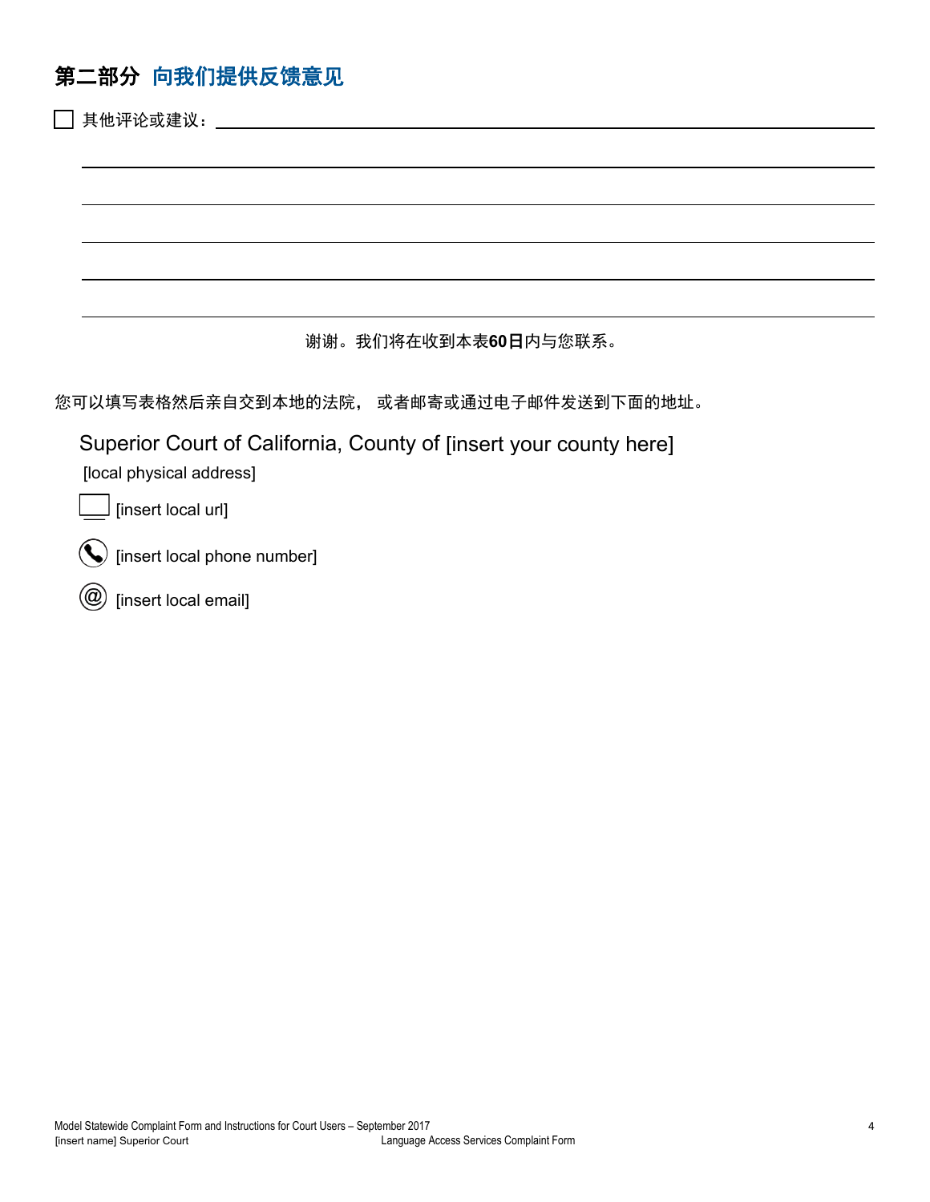## 第二部分 向我们提供反馈意见

☐ 其他评论或建议：\_\_\_\_\_\_\_\_\_\_\_\_\_\_\_\_\_\_\_\_\_\_\_\_\_\_\_\_\_\_\_\_\_\_\_\_\_\_\_\_

\_\_\_\_\_\_\_\_\_\_\_\_\_\_\_\_\_\_\_\_\_\_\_\_\_\_\_\_\_\_\_\_\_\_\_\_\_\_\_\_\_\_\_\_\_\_\_\_\_\_\_\_

\_\_\_\_\_\_\_\_\_\_\_\_\_\_\_\_\_\_\_\_\_\_\_\_\_\_\_\_\_\_\_\_\_\_\_\_\_\_\_\_\_\_\_\_\_\_\_\_\_\_\_\_

\_\_\_\_\_\_\_\_\_\_\_\_\_\_\_\_\_\_\_\_\_\_\_\_\_\_\_\_\_\_\_\_\_\_\_\_\_\_\_\_\_\_\_\_\_\_\_\_\_\_\_\_

\_\_\_\_\_\_\_\_\_\_\_\_\_\_\_\_\_\_\_\_\_\_\_\_\_\_\_\_\_\_\_\_\_\_\_\_\_\_\_\_\_\_\_\_\_\_\_\_\_\_\_\_

\_\_\_\_\_\_\_\_\_\_\_\_\_\_\_\_\_\_\_\_\_\_\_\_\_\_\_\_\_\_\_\_\_\_\_\_\_\_\_\_\_\_\_\_\_\_\_\_\_\_\_\_

谢谢。我们将在收到本表**60日**内与您联系。

您可以填写表格然后亲自交到本地的法院， 或者邮寄或通过电子邮件发送到下面的地址。

Superior Court of California, County of [insert your county here]

[local physical address]

[insert local url]

[insert local phone number]

[insert local email]

Model Statewide Complaint Form and Instructions for Court Users – September 2017

[insert name] Superior Court

Language Access Services Complaint Form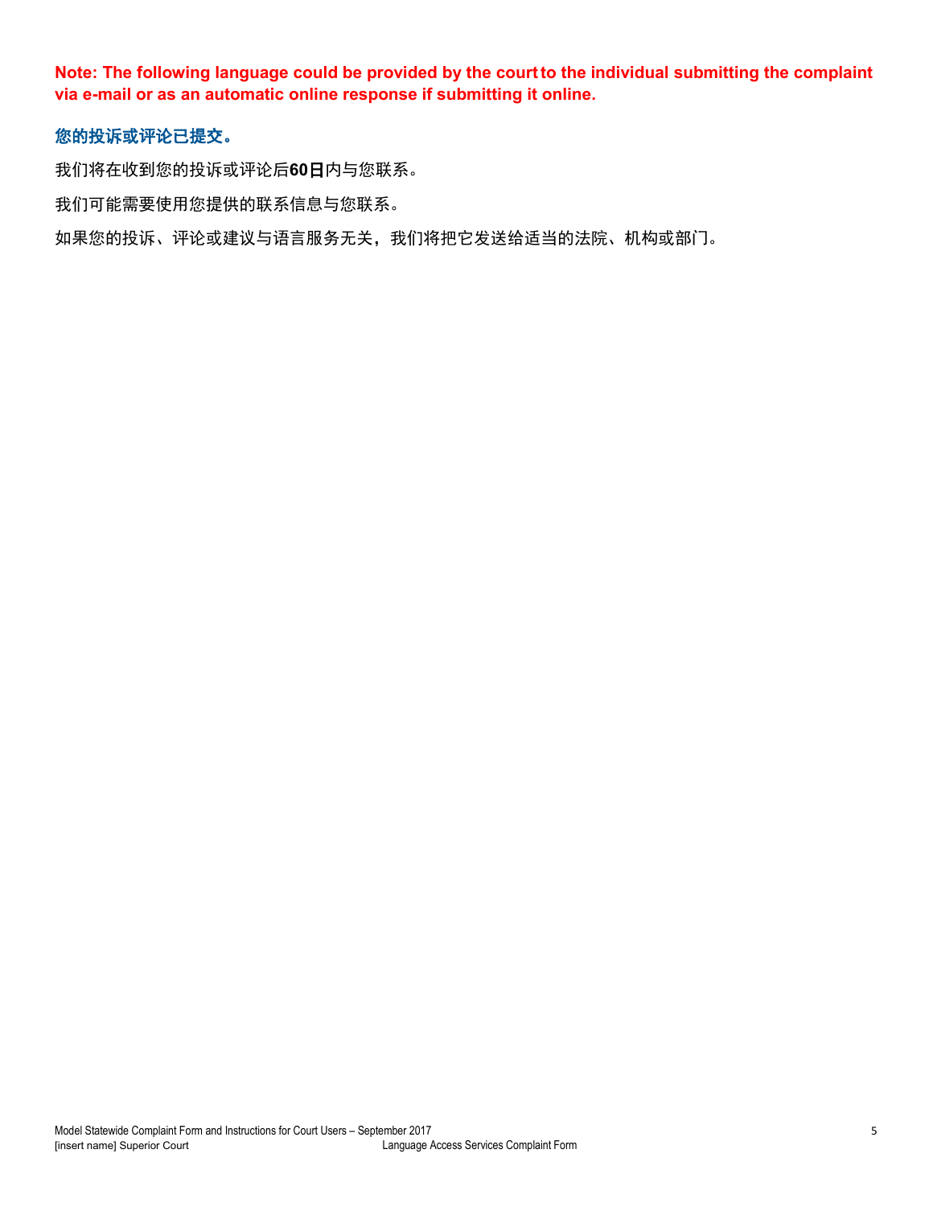**Note: The following language could be provided by the court to the individual submitting the complaint via e-mail or as an automatic online response if submitting it online.**

### 您的投诉或评论已提交。

我们将在收到您的投诉或评论后**60日**内与您联系。

我们可能需要使用您提供的联系信息与您联系。

如果您的投诉、评论或建议与语言服务无关，我们将把它发送给适当的法院、机构或部门。